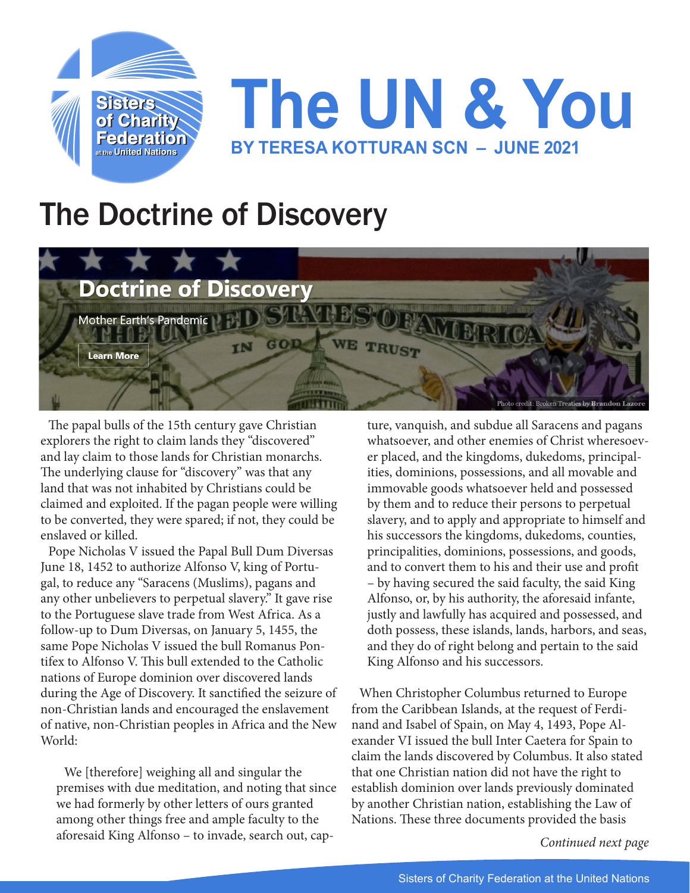# The UN & You

**BY TERESA KOTTURAN SCN – JUNE 2021**

## The Doctrine of Discovery

Photo credit: Broken Treaties by Brandon Lazore

The papal bulls of the 15th century gave Christian explorers the right to claim lands they "discovered" and lay claim to those lands for Christian monarchs. The underlying clause for "discovery" was that any land that was not inhabited by Christians could be claimed and exploited. If the pagan people were willing to be converted, they were spared; if not, they could be enslaved or killed.

Pope Nicholas V issued the Papal Bull Dum Diversas June 18, 1452 to authorize Alfonso V, king of Portugal, to reduce any "Saracens (Muslims), pagans and any other unbelievers to perpetual slavery." It gave rise to the Portuguese slave trade from West Africa. As a follow-up to Dum Diversas, on January 5, 1455, the same Pope Nicholas V issued the bull Romanus Pontifex to Alfonso V. This bull extended to the Catholic nations of Europe dominion over discovered lands during the Age of Discovery. It sanctified the seizure of non-Christian lands and encouraged the enslavement of native, non-Christian peoples in Africa and the New World:

> We [therefore] weighing all and singular the premises with due meditation, and noting that since we had formerly by other letters of ours granted among other things free and ample faculty to the aforesaid King Alfonso – to invade, search out, capture, vanquish, and subdue all Saracens and pagans whatsoever, and other enemies of Christ wheresoever placed, and the kingdoms, dukedoms, principalities, dominions, possessions, and all movable and immovable goods whatsoever held and possessed by them and to reduce their persons to perpetual slavery, and to apply and appropriate to himself and his successors the kingdoms, dukedoms, counties, principalities, dominions, possessions, and goods, and to convert them to his and their use and profit – by having secured the said faculty, the said King Alfonso, or, by his authority, the aforesaid infante, justly and lawfully has acquired and possessed, and doth possess, these islands, lands, harbors, and seas, and they do of right belong and pertain to the said King Alfonso and his successors.

When Christopher Columbus returned to Europe from the Caribbean Islands, at the request of Ferdinand and Isabel of Spain, on May 4, 1493, Pope Alexander VI issued the bull Inter Caetera for Spain to claim the lands discovered by Columbus. It also stated that one Christian nation did not have the right to establish dominion over lands previously dominated by another Christian nation, establishing the Law of Nations. These three documents provided the basis

*Continued next page*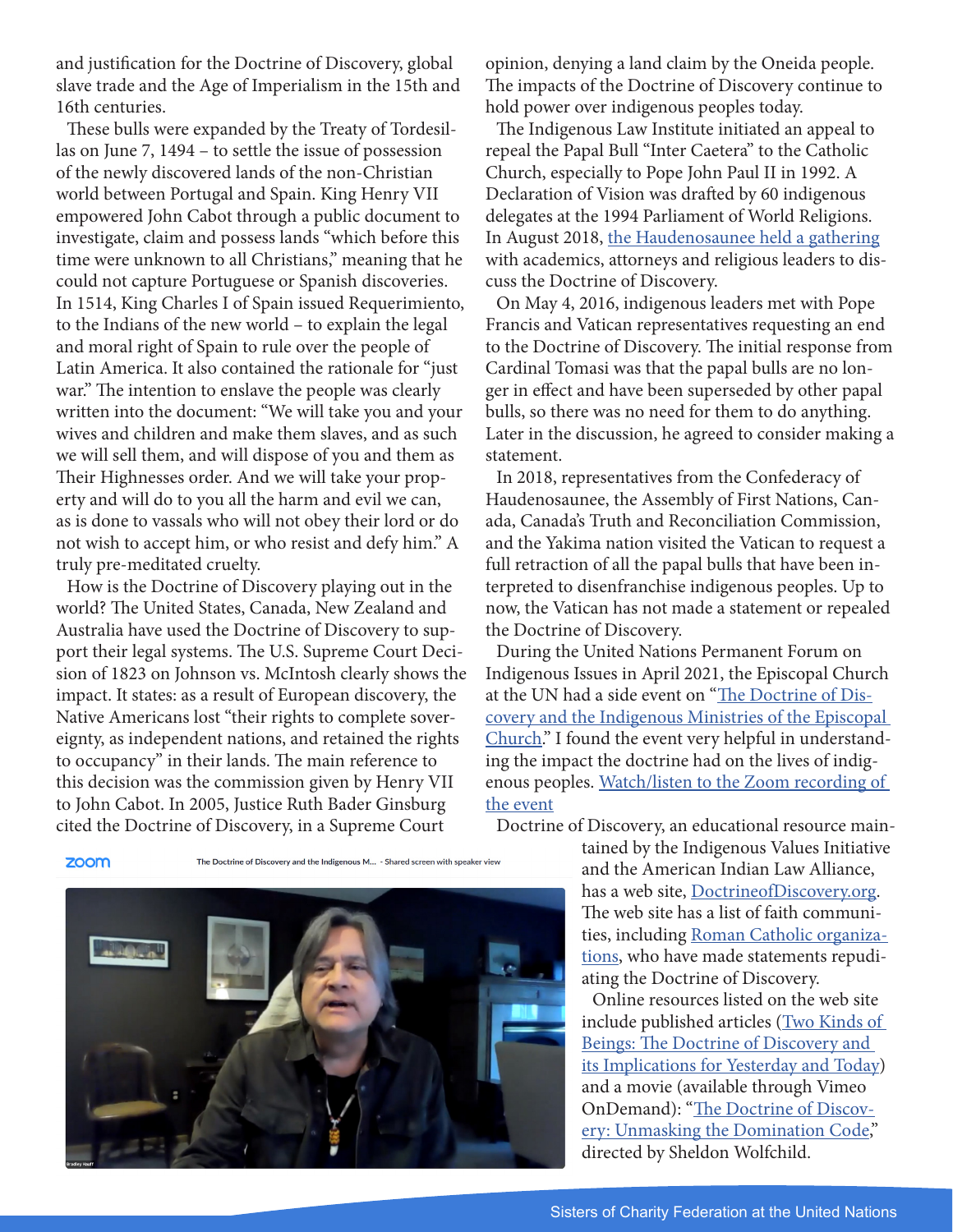and justification for the Doctrine of Discovery, global slave trade and the Age of Imperialism in the 15th and 16th centuries.

These bulls were expanded by the Treaty of Tordesillas on June 7, 1494 – to settle the issue of possession of the newly discovered lands of the non-Christian world between Portugal and Spain. King Henry VII empowered John Cabot through a public document to investigate, claim and possess lands "which before this time were unknown to all Christians," meaning that he could not capture Portuguese or Spanish discoveries. In 1514, King Charles I of Spain issued Requerimiento, to the Indians of the new world – to explain the legal and moral right of Spain to rule over the people of Latin America. It also contained the rationale for "just war." The intention to enslave the people was clearly written into the document: "We will take you and your wives and children and make them slaves, and as such we will sell them, and will dispose of you and them as Their Highnesses order. And we will take your property and will do to you all the harm and evil we can, as is done to vassals who will not obey their lord or do not wish to accept him, or who resist and defy him." A truly pre-meditated cruelty.

How is the Doctrine of Discovery playing out in the world? The United States, Canada, New Zealand and Australia have used the Doctrine of Discovery to support their legal systems. The U.S. Supreme Court Decision of 1823 on Johnson vs. McIntosh clearly shows the impact. It states: as a result of European discovery, the Native Americans lost "their rights to complete sovereignty, as independent nations, and retained the rights to occupancy" in their lands. The main reference to this decision was the commission given by Henry VII to John Cabot. In 2005, Justice Ruth Bader Ginsburg cited the Doctrine of Discovery, in a Supreme Court opinion, denying a land claim by the Oneida people. The impacts of the Doctrine of Discovery continue to hold power over indigenous peoples today.

The Indigenous Law Institute initiated an appeal to repeal the Papal Bull "Inter Caetera" to the Catholic Church, especially to Pope John Paul II in 1992. A Declaration of Vision was drafted by 60 indigenous delegates at the 1994 Parliament of World Religions. In August 2018, the Haudenosaunee held a gathering with academics, attorneys and religious leaders to discuss the Doctrine of Discovery.

On May 4, 2016, indigenous leaders met with Pope Francis and Vatican representatives requesting an end to the Doctrine of Discovery. The initial response from Cardinal Tomasi was that the papal bulls are no longer in effect and have been superseded by other papal bulls, so there was no need for them to do anything. Later in the discussion, he agreed to consider making a statement.

In 2018, representatives from the Confederacy of Haudenosaunee, the Assembly of First Nations, Canada, Canada's Truth and Reconciliation Commission, and the Yakima nation visited the Vatican to request a full retraction of all the papal bulls that have been interpreted to disenfranchise indigenous peoples. Up to now, the Vatican has not made a statement or repealed the Doctrine of Discovery.

During the United Nations Permanent Forum on Indigenous Issues in April 2021, the Episcopal Church at the UN had a side event on "The Doctrine of Discovery and the Indigenous Ministries of the Episcopal Church." I found the event very helpful in understanding the impact the doctrine had on the lives of indigenous peoples. Watch/listen to the Zoom recording of the event

Doctrine of Discovery, an educational resource maintained by the Indigenous Values Initiative and the American Indian Law Alliance, has a web site, DoctrineofDiscovery.org. The web site has a list of faith communities, including Roman Catholic organizations, who have made statements repudiating the Doctrine of Discovery.

Online resources listed on the web site include published articles (Two Kinds of Beings: The Doctrine of Discovery and its Implications for Yesterday and Today) and a movie (available through Vimeo OnDemand): "The Doctrine of Discovery: Unmasking the Domination Code," directed by Sheldon Wolfchild.